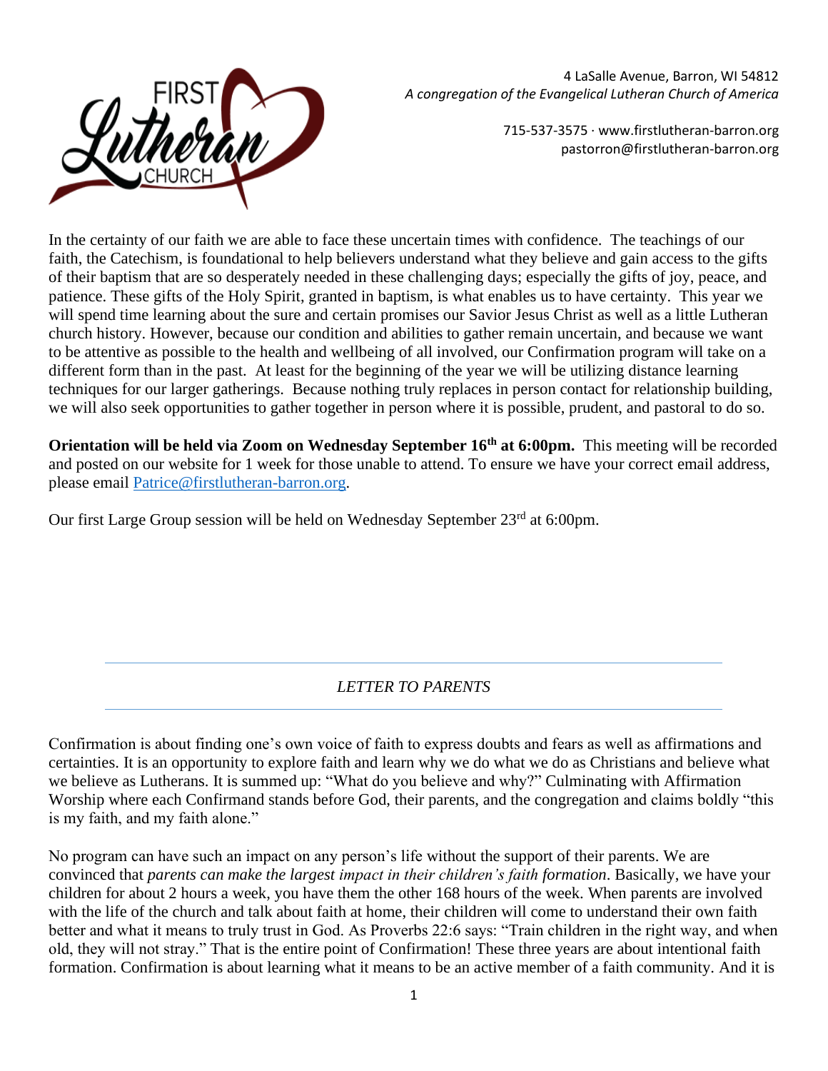**FIRST Lutheran CHURCH**

4 LaSalle Avenue, Barron, WI 54812
*A congregation of the Evangelical Lutheran Church of America*

715-537-3575 · www.firstlutheran-barron.org
pastorron@firstlutheran-barron.org

In the certainty of our faith we are able to face these uncertain times with confidence. The teachings of our faith, the Catechism, is foundational to help believers understand what they believe and gain access to the gifts of their baptism that are so desperately needed in these challenging days; especially the gifts of joy, peace, and patience. These gifts of the Holy Spirit, granted in baptism, is what enables us to have certainty. This year we will spend time learning about the sure and certain promises our Savior Jesus Christ as well as a little Lutheran church history. However, because our condition and abilities to gather remain uncertain, and because we want to be attentive as possible to the health and wellbeing of all involved, our Confirmation program will take on a different form than in the past. At least for the beginning of the year we will be utilizing distance learning techniques for our larger gatherings. Because nothing truly replaces in person contact for relationship building, we will also seek opportunities to gather together in person where it is possible, prudent, and pastoral to do so.

**Orientation will be held via Zoom on Wednesday September 16th at 6:00pm.** This meeting will be recorded and posted on our website for 1 week for those unable to attend. To ensure we have your correct email address, please email Patrice@firstlutheran-barron.org.

Our first Large Group session will be held on Wednesday September 23rd at 6:00pm.

---

*LETTER TO PARENTS*

---

Confirmation is about finding one's own voice of faith to express doubts and fears as well as affirmations and certainties. It is an opportunity to explore faith and learn why we do what we do as Christians and believe what we believe as Lutherans. It is summed up: "What do you believe and why?" Culminating with Affirmation Worship where each Confirmand stands before God, their parents, and the congregation and claims boldly "this is my faith, and my faith alone."

No program can have such an impact on any person's life without the support of their parents. We are convinced that *parents can make the largest impact in their children's faith formation*. Basically, we have your children for about 2 hours a week, you have them the other 168 hours of the week. When parents are involved with the life of the church and talk about faith at home, their children will come to understand their own faith better and what it means to truly trust in God. As Proverbs 22:6 says: "Train children in the right way, and when old, they will not stray." That is the entire point of Confirmation! These three years are about intentional faith formation. Confirmation is about learning what it means to be an active member of a faith community. And it is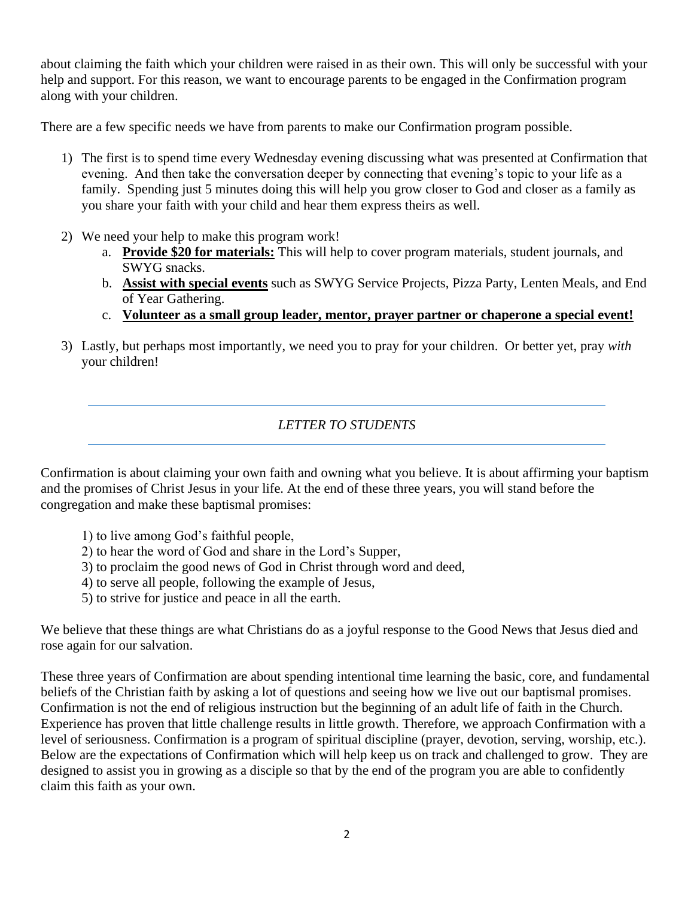about claiming the faith which your children were raised in as their own. This will only be successful with your help and support. For this reason, we want to encourage parents to be engaged in the Confirmation program along with your children.

There are a few specific needs we have from parents to make our Confirmation program possible.

1) The first is to spend time every Wednesday evening discussing what was presented at Confirmation that evening. And then take the conversation deeper by connecting that evening's topic to your life as a family. Spending just 5 minutes doing this will help you grow closer to God and closer as a family as you share your faith with your child and hear them express theirs as well.

2) We need your help to make this program work!
   a. **<u>Provide $20 for materials:</u>** This will help to cover program materials, student journals, and SWYG snacks.
   b. **<u>Assist with special events</u>** such as SWYG Service Projects, Pizza Party, Lenten Meals, and End of Year Gathering.
   c. **<u>Volunteer as a small group leader, mentor, prayer partner or chaperone a special event!</u>**

3) Lastly, but perhaps most importantly, we need you to pray for your children. Or better yet, pray *with* your children!

---

## *LETTER TO STUDENTS*

---

Confirmation is about claiming your own faith and owning what you believe. It is about affirming your baptism and the promises of Christ Jesus in your life. At the end of these three years, you will stand before the congregation and make these baptismal promises:

1) to live among God's faithful people,
2) to hear the word of God and share in the Lord's Supper,
3) to proclaim the good news of God in Christ through word and deed,
4) to serve all people, following the example of Jesus,
5) to strive for justice and peace in all the earth.

We believe that these things are what Christians do as a joyful response to the Good News that Jesus died and rose again for our salvation.

These three years of Confirmation are about spending intentional time learning the basic, core, and fundamental beliefs of the Christian faith by asking a lot of questions and seeing how we live out our baptismal promises. Confirmation is not the end of religious instruction but the beginning of an adult life of faith in the Church. Experience has proven that little challenge results in little growth. Therefore, we approach Confirmation with a level of seriousness. Confirmation is a program of spiritual discipline (prayer, devotion, serving, worship, etc.). Below are the expectations of Confirmation which will help keep us on track and challenged to grow. They are designed to assist you in growing as a disciple so that by the end of the program you are able to confidently claim this faith as your own.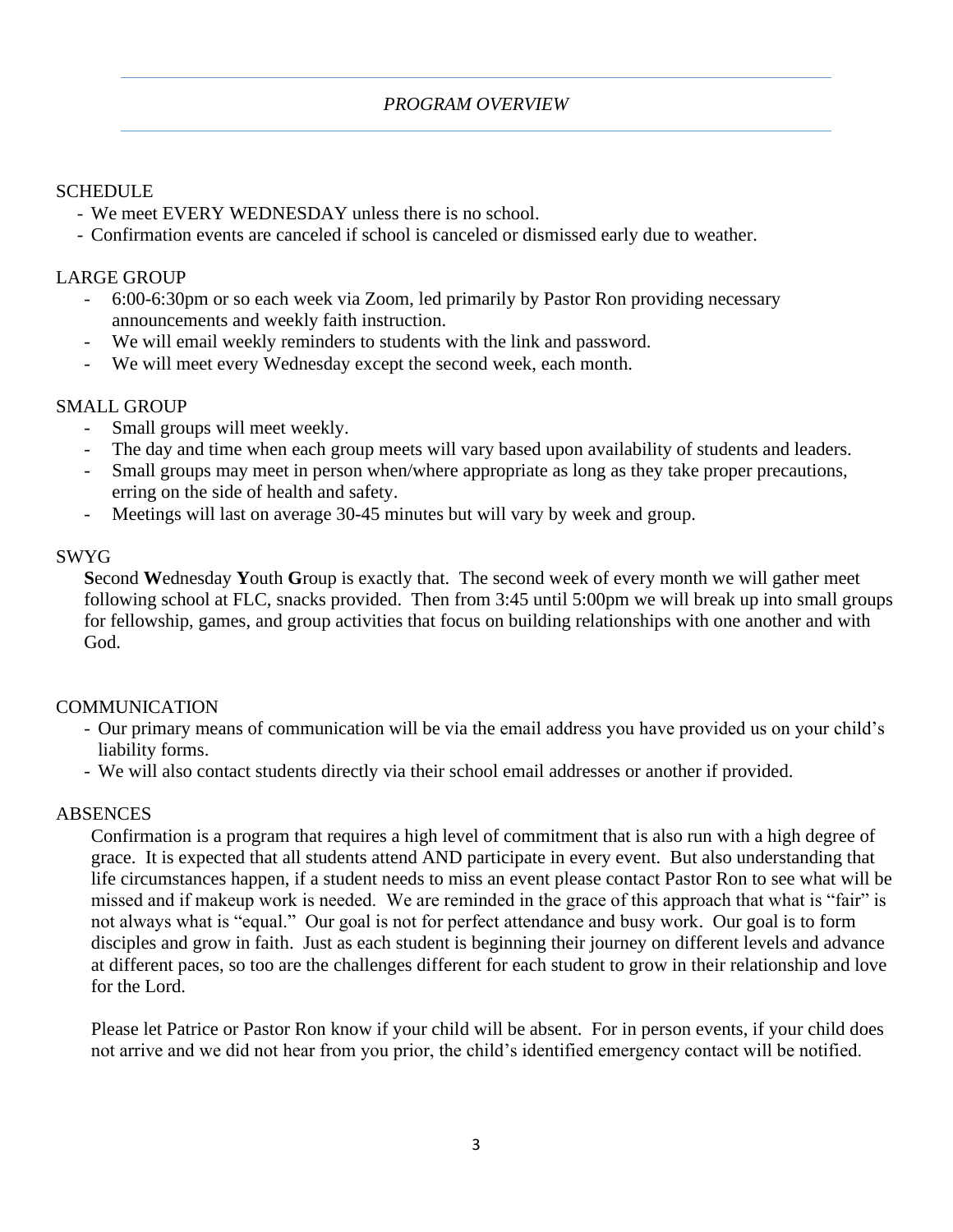*PROGRAM OVERVIEW*

## SCHEDULE

- We meet EVERY WEDNESDAY unless there is no school.
- Confirmation events are canceled if school is canceled or dismissed early due to weather.

## LARGE GROUP

- 6:00-6:30pm or so each week via Zoom, led primarily by Pastor Ron providing necessary announcements and weekly faith instruction.
- We will email weekly reminders to students with the link and password.
- We will meet every Wednesday except the second week, each month.

## SMALL GROUP

- Small groups will meet weekly.
- The day and time when each group meets will vary based upon availability of students and leaders.
- Small groups may meet in person when/where appropriate as long as they take proper precautions, erring on the side of health and safety.
- Meetings will last on average 30-45 minutes but will vary by week and group.

## SWYG

**S**econd **W**ednesday **Y**outh **G**roup is exactly that. The second week of every month we will gather meet following school at FLC, snacks provided. Then from 3:45 until 5:00pm we will break up into small groups for fellowship, games, and group activities that focus on building relationships with one another and with God.

## COMMUNICATION

- Our primary means of communication will be via the email address you have provided us on your child's liability forms.
- We will also contact students directly via their school email addresses or another if provided.

## ABSENCES

Confirmation is a program that requires a high level of commitment that is also run with a high degree of grace. It is expected that all students attend AND participate in every event. But also understanding that life circumstances happen, if a student needs to miss an event please contact Pastor Ron to see what will be missed and if makeup work is needed. We are reminded in the grace of this approach that what is "fair" is not always what is "equal." Our goal is not for perfect attendance and busy work. Our goal is to form disciples and grow in faith. Just as each student is beginning their journey on different levels and advance at different paces, so too are the challenges different for each student to grow in their relationship and love for the Lord.

Please let Patrice or Pastor Ron know if your child will be absent. For in person events, if your child does not arrive and we did not hear from you prior, the child's identified emergency contact will be notified.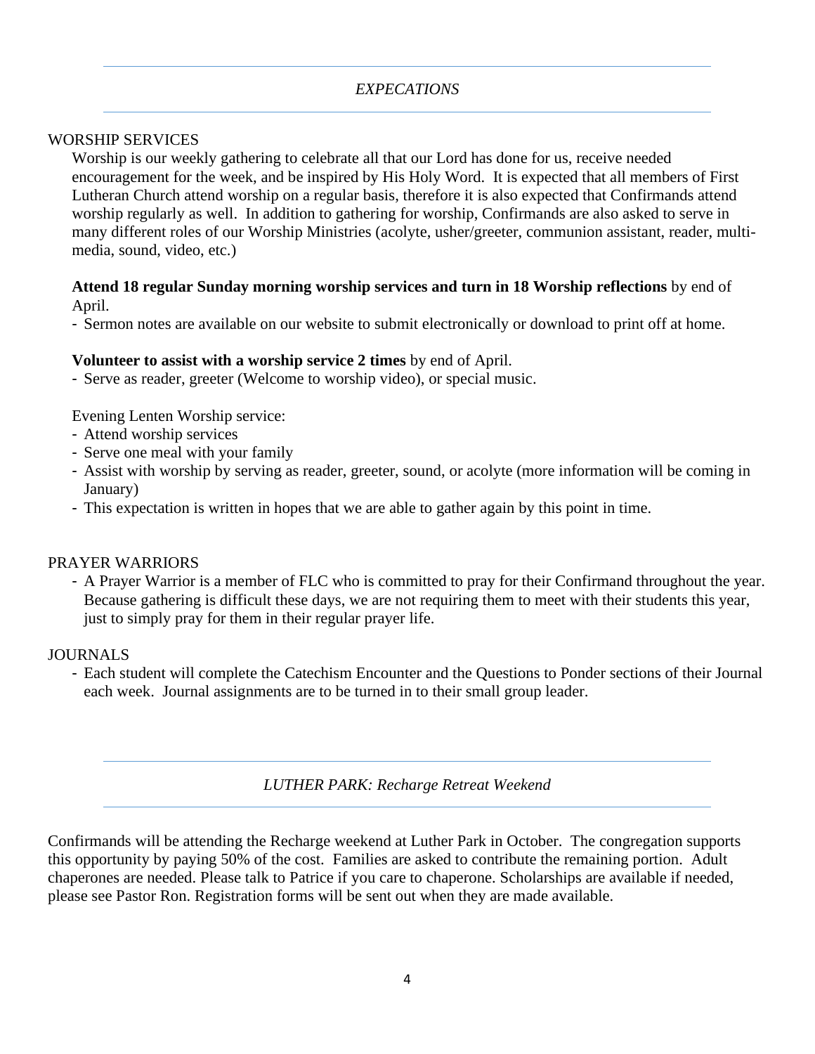## *EXPECATIONS*

### WORSHIP SERVICES

Worship is our weekly gathering to celebrate all that our Lord has done for us, receive needed encouragement for the week, and be inspired by His Holy Word. It is expected that all members of First Lutheran Church attend worship on a regular basis, therefore it is also expected that Confirmands attend worship regularly as well. In addition to gathering for worship, Confirmands are also asked to serve in many different roles of our Worship Ministries (acolyte, usher/greeter, communion assistant, reader, multi-media, sound, video, etc.)

**Attend 18 regular Sunday morning worship services and turn in 18 Worship reflections** by end of April.

- Sermon notes are available on our website to submit electronically or download to print off at home.

**Volunteer to assist with a worship service 2 times** by end of April.

- Serve as reader, greeter (Welcome to worship video), or special music.

Evening Lenten Worship service:

- Attend worship services
- Serve one meal with your family
- Assist with worship by serving as reader, greeter, sound, or acolyte (more information will be coming in January)
- This expectation is written in hopes that we are able to gather again by this point in time.

### PRAYER WARRIORS

- A Prayer Warrior is a member of FLC who is committed to pray for their Confirmand throughout the year. Because gathering is difficult these days, we are not requiring them to meet with their students this year, just to simply pray for them in their regular prayer life.

### JOURNALS

- Each student will complete the Catechism Encounter and the Questions to Ponder sections of their Journal each week. Journal assignments are to be turned in to their small group leader.

## *LUTHER PARK: Recharge Retreat Weekend*

Confirmands will be attending the Recharge weekend at Luther Park in October. The congregation supports this opportunity by paying 50% of the cost. Families are asked to contribute the remaining portion. Adult chaperones are needed. Please talk to Patrice if you care to chaperone. Scholarships are available if needed, please see Pastor Ron. Registration forms will be sent out when they are made available.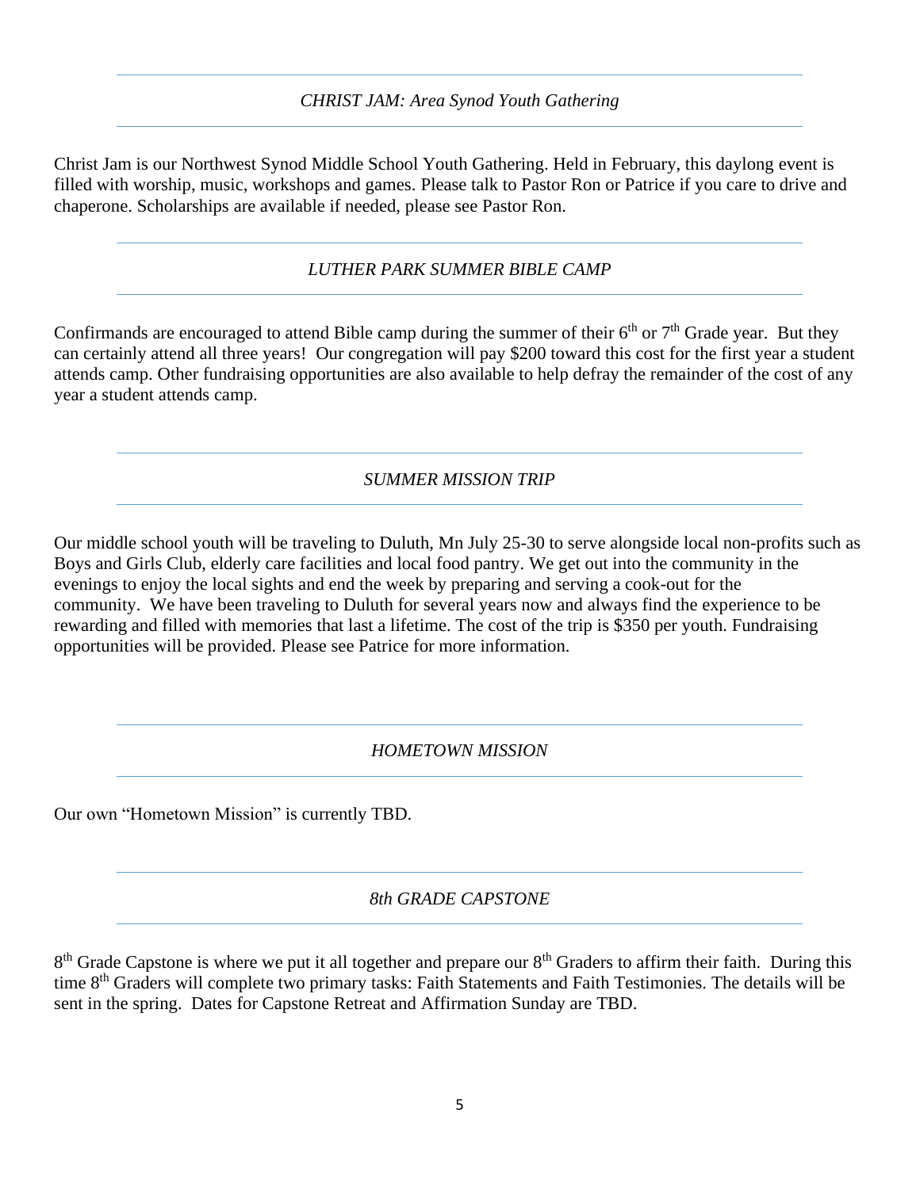## *CHRIST JAM: Area Synod Youth Gathering*

Christ Jam is our Northwest Synod Middle School Youth Gathering. Held in February, this daylong event is filled with worship, music, workshops and games. Please talk to Pastor Ron or Patrice if you care to drive and chaperone. Scholarships are available if needed, please see Pastor Ron.

## *LUTHER PARK SUMMER BIBLE CAMP*

Confirmands are encouraged to attend Bible camp during the summer of their 6th or 7th Grade year. But they can certainly attend all three years! Our congregation will pay $200 toward this cost for the first year a student attends camp. Other fundraising opportunities are also available to help defray the remainder of the cost of any year a student attends camp.

## *SUMMER MISSION TRIP*

Our middle school youth will be traveling to Duluth, Mn July 25-30 to serve alongside local non-profits such as Boys and Girls Club, elderly care facilities and local food pantry. We get out into the community in the evenings to enjoy the local sights and end the week by preparing and serving a cook-out for the community. We have been traveling to Duluth for several years now and always find the experience to be rewarding and filled with memories that last a lifetime. The cost of the trip is $350 per youth. Fundraising opportunities will be provided. Please see Patrice for more information.

## *HOMETOWN MISSION*

Our own "Hometown Mission" is currently TBD.

## *8th GRADE CAPSTONE*

8th Grade Capstone is where we put it all together and prepare our 8th Graders to affirm their faith. During this time 8th Graders will complete two primary tasks: Faith Statements and Faith Testimonies. The details will be sent in the spring. Dates for Capstone Retreat and Affirmation Sunday are TBD.